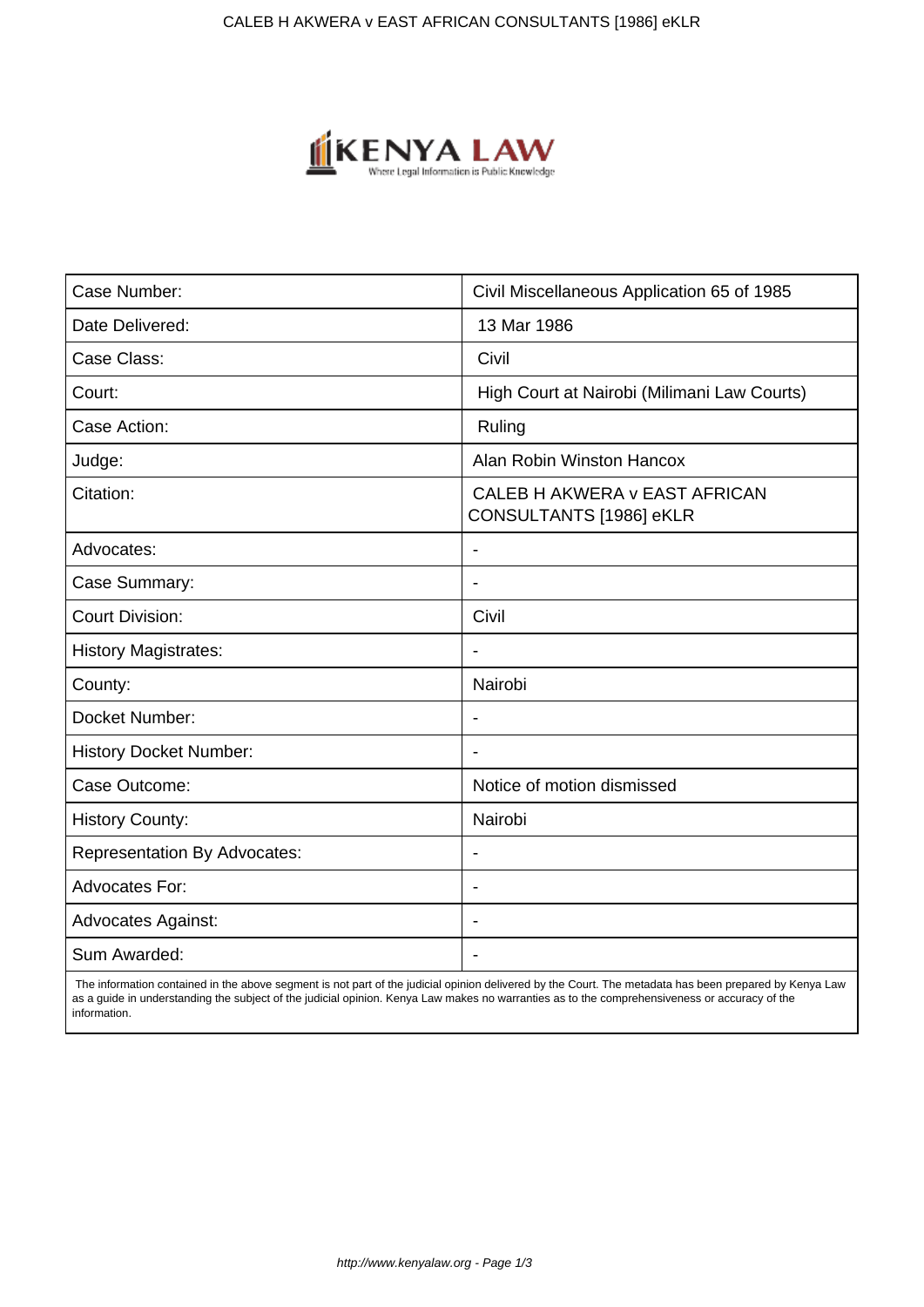| Case Number: | Civil Miscellaneous Application 65 of 1985 |
|---|---|
| Date Delivered: | 13 Mar 1986 |
| Case Class: | Civil |
| Court: | High Court at Nairobi (Milimani Law Courts) |
| Case Action: | Ruling |
| Judge: | Alan Robin Winston Hancox |
| Citation: | CALEB H AKWERA v EAST AFRICAN CONSULTANTS [1986] eKLR |
| Advocates: | - |
| Case Summary: | - |
| Court Division: | Civil |
| History Magistrates: | - |
| County: | Nairobi |
| Docket Number: | - |
| History Docket Number: | - |
| Case Outcome: | Notice of motion dismissed |
| History County: | Nairobi |
| Representation By Advocates: | - |
| Advocates For: | - |
| Advocates Against: | - |
| Sum Awarded: | - |

The information contained in the above segment is not part of the judicial opinion delivered by the Court. The metadata has been prepared by Kenya Law as a guide in understanding the subject of the judicial opinion. Kenya Law makes no warranties as to the comprehensiveness or accuracy of the information.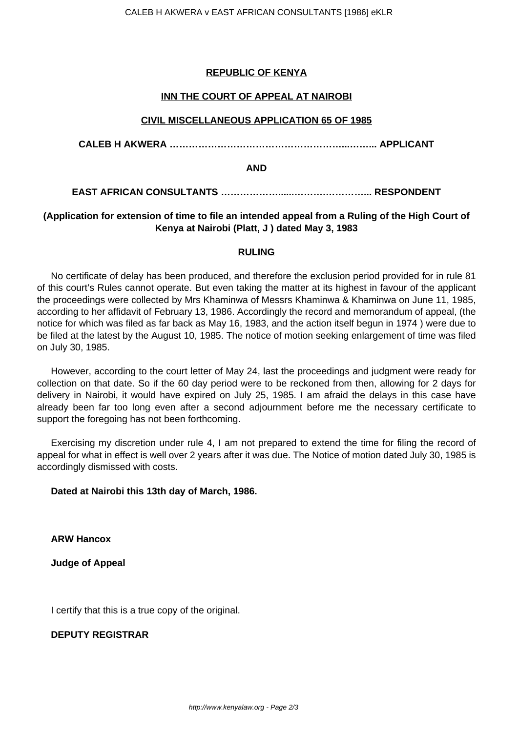**REPUBLIC OF KENYA**

**INN THE COURT OF APPEAL AT NAIROBI**

**CIVIL MISCELLANEOUS APPLICATION 65 OF 1985**

**CALEB H AKWERA ………………………………………………...……... APPLICANT**

**AND**

**EAST AFRICAN CONSULTANTS ………………......…………………... RESPONDENT**

**(Application for extension of time to file an intended appeal from a Ruling of the High Court of Kenya at Nairobi (Platt, J ) dated May 3, 1983**

**RULING**

No certificate of delay has been produced, and therefore the exclusion period provided for in rule 81 of this court's Rules cannot operate. But even taking the matter at its highest in favour of the applicant the proceedings were collected by Mrs Khaminwa of Messrs Khaminwa & Khaminwa on June 11, 1985, according to her affidavit of February 13, 1986. Accordingly the record and memorandum of appeal, (the notice for which was filed as far back as May 16, 1983, and the action itself begun in 1974 ) were due to be filed at the latest by the August 10, 1985. The notice of motion seeking enlargement of time was filed on July 30, 1985.

However, according to the court letter of May 24, last the proceedings and judgment were ready for collection on that date. So if the 60 day period were to be reckoned from then, allowing for 2 days for delivery in Nairobi, it would have expired on July 25, 1985. I am afraid the delays in this case have already been far too long even after a second adjournment before me the necessary certificate to support the foregoing has not been forthcoming.

Exercising my discretion under rule 4, I am not prepared to extend the time for filing the record of appeal for what in effect is well over 2 years after it was due. The Notice of motion dated July 30, 1985 is accordingly dismissed with costs.

**Dated at Nairobi this 13th day of March, 1986.**

**ARW Hancox**

**Judge of Appeal**

I certify that this is a true copy of the original.

**DEPUTY REGISTRAR**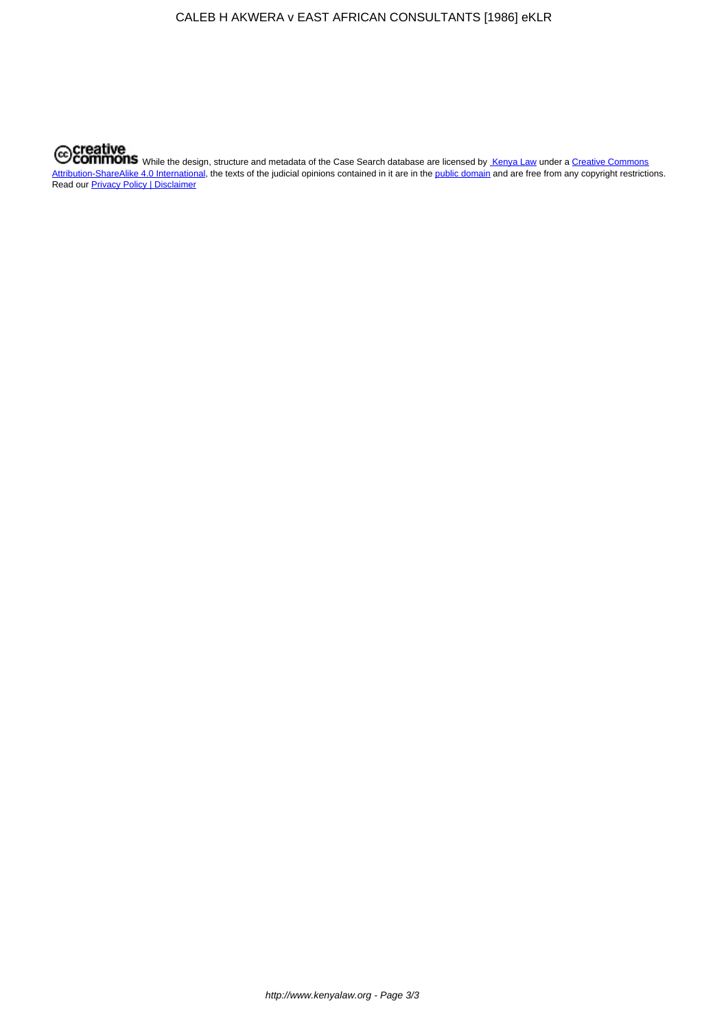While the design, structure and metadata of the Case Search database are licensed by Kenya Law under a Creative Commons Attribution-ShareAlike 4.0 International, the texts of the judicial opinions contained in it are in the public domain and are free from any copyright restrictions. Read our Privacy Policy | Disclaimer